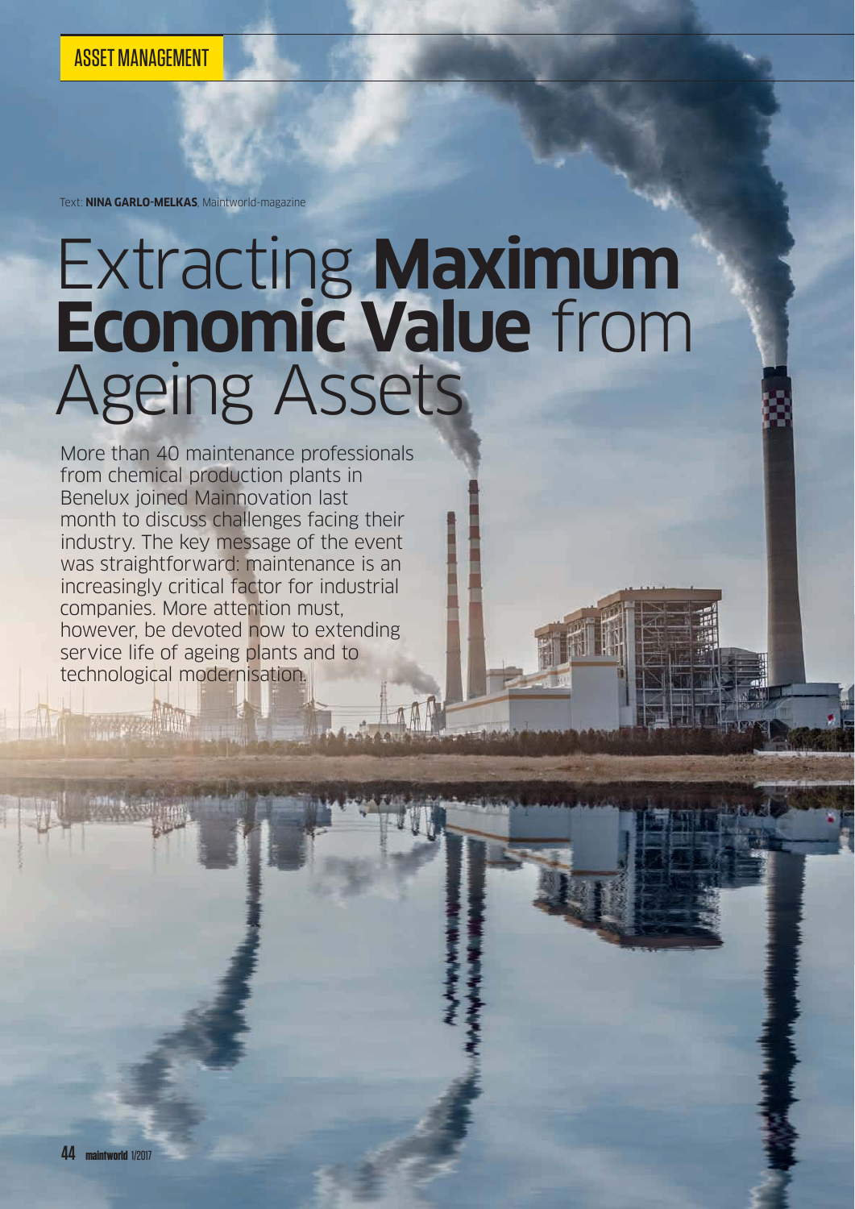ASSET MANAGEMENT

Text: **NINA GARLO-MELKAS**, Maintworld-magazine

# Extracting **Maximum Economic Value** from Ageing Assets

More than 40 maintenance professionals from chemical production plants in Benelux joined Mainnovation last month to discuss challenges facing their industry. The key message of the event was straightforward: maintenance is an increasingly critical factor for industrial companies. More attention must, however, be devoted now to extending service life of ageing plants and to technological modernisation.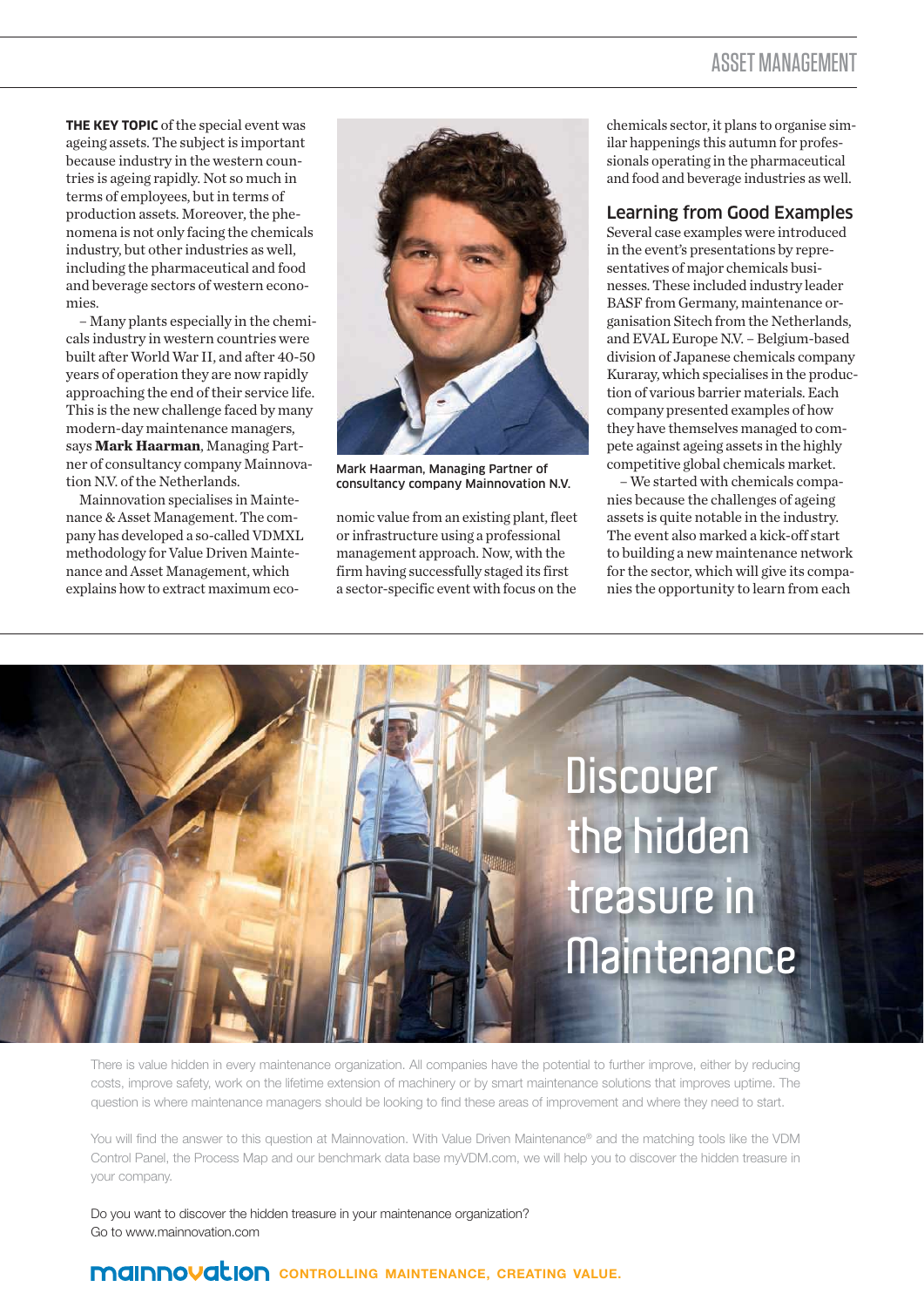**THE KEY TOPIC** of the special event was ageing assets. The subject is important because industry in the western countries is ageing rapidly. Not so much in terms of employees, but in terms of production assets. Moreover, the phenomena is not only facing the chemicals industry, but other industries as well, including the pharmaceutical and food and beverage sectors of western economies.

– Many plants especially in the chemicals industry in western countries were built after World War II, and after 40-50 years of operation they are now rapidly approaching the end of their service life. This is the new challenge faced by many modern-day maintenance managers, says **Mark Haarman**, Managing Partner of consultancy company Mainnovation N.V. of the Netherlands.

Mainnovation specialises in Maintenance & Asset Management. The company has developed a so-called VDMXL methodology for Value Driven Maintenance and Asset Management, which explains how to extract maximum economic value from an existing plant, fleet or infrastructure using a professional management approach. Now, with the firm having successfully staged its first a sector-specific event with focus on the chemicals sector, it plans to organise similar happenings this autumn for professionals operating in the pharmaceutical and food and beverage industries as well.

Mark Haarman, Managing Partner of consultancy company Mainnovation N.V.

## Learning from Good Examples

Several case examples were introduced in the event's presentations by representatives of major chemicals businesses. These included industry leader BASF from Germany, maintenance organisation Sitech from the Netherlands, and EVAL Europe N.V. – Belgium-based division of Japanese chemicals company Kuraray, which specialises in the production of various barrier materials. Each company presented examples of how they have themselves managed to compete against ageing assets in the highly competitive global chemicals market.

– We started with chemicals companies because the challenges of ageing assets is quite notable in the industry. The event also marked a kick-off start to building a new maintenance network for the sector, which will give its companies the opportunity to learn from each

# Discover the hidden treasure in Maintenance

There is value hidden in every maintenance organization. All companies have the potential to further improve, either by reducing costs, improve safety, work on the lifetime extension of machinery or by smart maintenance solutions that improves uptime. The question is where maintenance managers should be looking to find these areas of improvement and where they need to start.

You will find the answer to this question at Mainnovation. With Value Driven Maintenance® and the matching tools like the VDM Control Panel, the Process Map and our benchmark data base myVDM.com, we will help you to discover the hidden treasure in your company.

Do you want to discover the hidden treasure in your maintenance organization?
Go to www.mainnovation.com

**mainnovation** CONTROLLING MAINTENANCE, CREATING VALUE.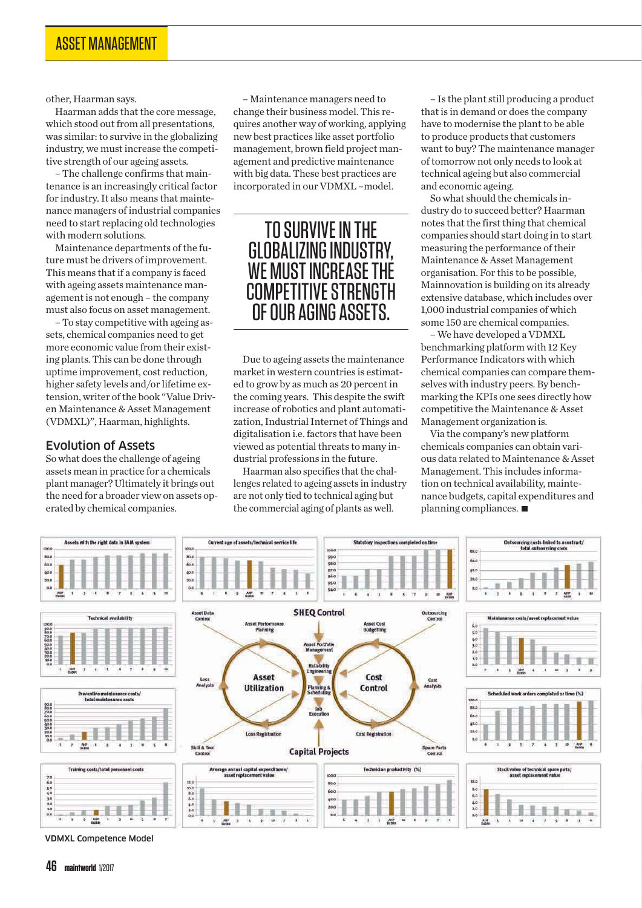other, Haarman says.

Haarman adds that the core message, which stood out from all presentations, was similar: to survive in the globalizing industry, we must increase the competitive strength of our ageing assets.

– The challenge confirms that maintenance is an increasingly critical factor for industry. It also means that maintenance managers of industrial companies need to start replacing old technologies with modern solutions.

Maintenance departments of the future must be drivers of improvement. This means that if a company is faced with ageing assets maintenance management is not enough – the company must also focus on asset management.

– To stay competitive with ageing assets, chemical companies need to get more economic value from their existing plants. This can be done through uptime improvement, cost reduction, higher safety levels and/or lifetime extension, writer of the book "Value Driven Maintenance & Asset Management (VDMXL)", Haarman, highlights.

## Evolution of Assets

So what does the challenge of ageing assets mean in practice for a chemicals plant manager? Ultimately it brings out the need for a broader view on assets operated by chemical companies.

– Maintenance managers need to change their business model. This requires another way of working, applying new best practices like asset portfolio management, brown field project management and predictive maintenance with big data. These best practices are incorporated in our VDMXL –model.

> **TO SURVIVE IN THE GLOBALIZING INDUSTRY, WE MUST INCREASE THE COMPETITIVE STRENGTH OF OUR AGING ASSETS.**

Due to ageing assets the maintenance market in western countries is estimated to grow by as much as 20 percent in the coming years. This despite the swift increase of robotics and plant automatization, Industrial Internet of Things and digitalisation i.e. factors that have been viewed as potential threats to many industrial professions in the future.

Haarman also specifies that the challenges related to ageing assets in industry are not only tied to technical aging but the commercial aging of plants as well.

– Is the plant still producing a product that is in demand or does the company have to modernise the plant to be able to produce products that customers want to buy? The maintenance manager of tomorrow not only needs to look at technical ageing but also commercial and economic ageing.

So what should the chemicals industry do to succeed better? Haarman notes that the first thing that chemical companies should start doing in to start measuring the performance of their Maintenance & Asset Management organisation. For this to be possible, Mainnovation is building on its already extensive database, which includes over 1,000 industrial companies of which some 150 are chemical companies.

– We have developed a VDMXL benchmarking platform with 12 Key Performance Indicators with which chemical companies can compare themselves with industry peers. By benchmarking the KPIs one sees directly how competitive the Maintenance & Asset Management organization is.

Via the company's new platform chemicals companies can obtain various data related to Maintenance & Asset Management. This includes information on technical availability, maintenance budgets, capital expenditures and planning compliances. ■

Assets with the right data in EAM system

Current age of assets/technical service life

Statutory inspections completed on time

Outsourcing costs linked to a contract/ total outsourcing costs

Technical availability

Maintenance costs/asset replacement value

Preventive maintenance costs/ total maintenance costs

Scheduled work orders completed on time (%)

Training costs/total personnel costs

Average annual capital expenditures/ asset replacement value

Technician productivity (%)

Stock value of technical spare parts/ asset replacement value

SHEQ Control

Asset Data Control

Asset Performance Planning

Asset Cost Budgeting

Outsourcing Control

Asset Portfolio Management

Reliability Engineering

Planning & Scheduling

Job Execution

Asset Utilization

Cost Control

Loss Analysis

Cost Analysis

Loss Registration

Cost Registration

Skill & Tool Control

Capital Projects

Spare Parts Control

VDMXL Competence Model